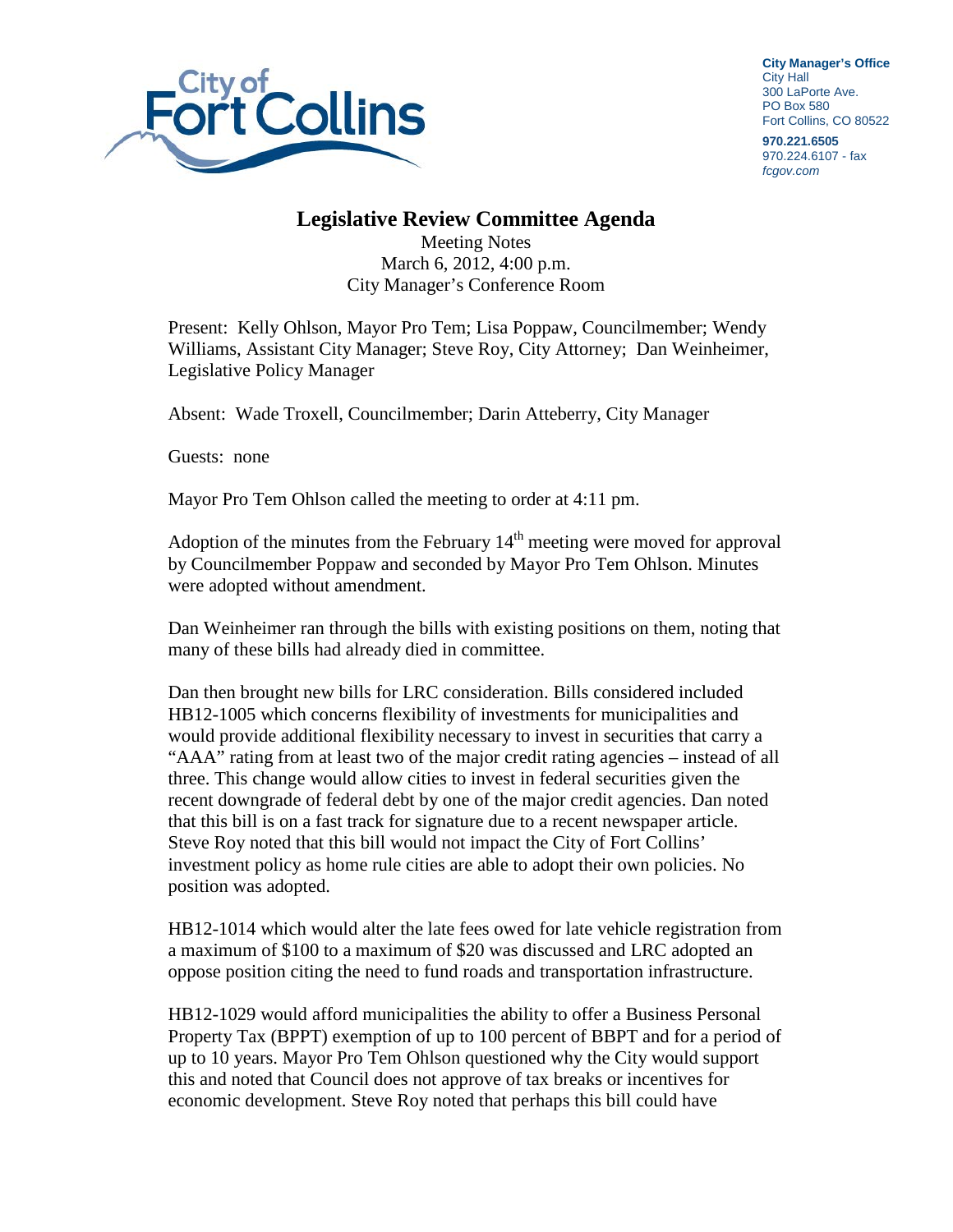City Manager's Office
City Hall
300 LaPorte Ave.
PO Box 580
Fort Collins, CO 80522

**970.221.6505**
970.224.6107 - fax
*fcgov.com*

# Legislative Review Committee Agenda

Meeting Notes
March 6, 2012, 4:00 p.m.
City Manager's Conference Room

Present: Kelly Ohlson, Mayor Pro Tem; Lisa Poppaw, Councilmember; Wendy Williams, Assistant City Manager; Steve Roy, City Attorney; Dan Weinheimer, Legislative Policy Manager

Absent: Wade Troxell, Councilmember; Darin Atteberry, City Manager

Guests: none

Mayor Pro Tem Ohlson called the meeting to order at 4:11 pm.

Adoption of the minutes from the February 14th meeting were moved for approval by Councilmember Poppaw and seconded by Mayor Pro Tem Ohlson. Minutes were adopted without amendment.

Dan Weinheimer ran through the bills with existing positions on them, noting that many of these bills had already died in committee.

Dan then brought new bills for LRC consideration. Bills considered included HB12-1005 which concerns flexibility of investments for municipalities and would provide additional flexibility necessary to invest in securities that carry a "AAA" rating from at least two of the major credit rating agencies – instead of all three. This change would allow cities to invest in federal securities given the recent downgrade of federal debt by one of the major credit agencies. Dan noted that this bill is on a fast track for signature due to a recent newspaper article. Steve Roy noted that this bill would not impact the City of Fort Collins' investment policy as home rule cities are able to adopt their own policies. No position was adopted.

HB12-1014 which would alter the late fees owed for late vehicle registration from a maximum of $100 to a maximum of $20 was discussed and LRC adopted an oppose position citing the need to fund roads and transportation infrastructure.

HB12-1029 would afford municipalities the ability to offer a Business Personal Property Tax (BPPT) exemption of up to 100 percent of BBPT and for a period of up to 10 years. Mayor Pro Tem Ohlson questioned why the City would support this and noted that Council does not approve of tax breaks or incentives for economic development. Steve Roy noted that perhaps this bill could have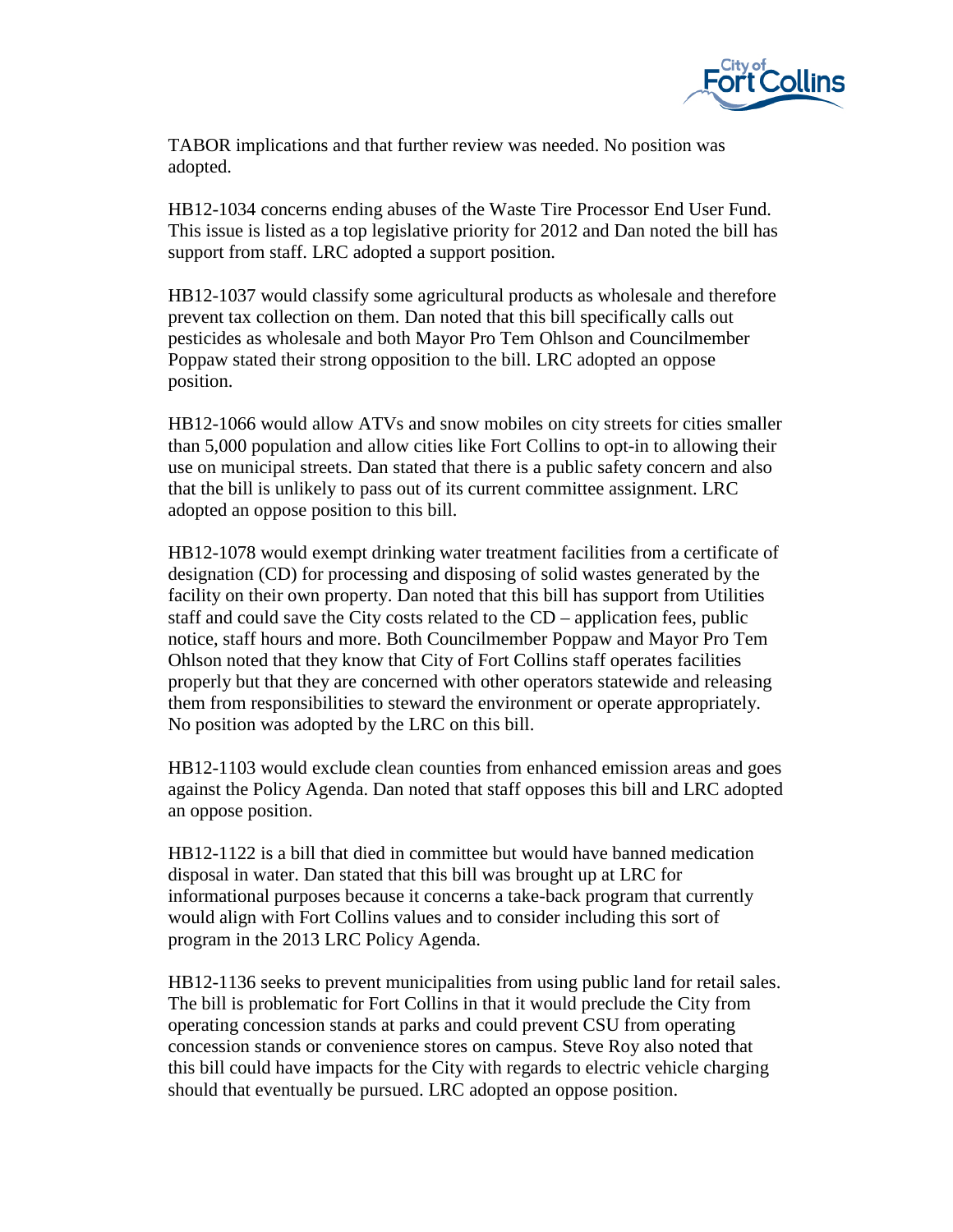TABOR implications and that further review was needed. No position was adopted.

HB12-1034 concerns ending abuses of the Waste Tire Processor End User Fund. This issue is listed as a top legislative priority for 2012 and Dan noted the bill has support from staff. LRC adopted a support position.

HB12-1037 would classify some agricultural products as wholesale and therefore prevent tax collection on them. Dan noted that this bill specifically calls out pesticides as wholesale and both Mayor Pro Tem Ohlson and Councilmember Poppaw stated their strong opposition to the bill. LRC adopted an oppose position.

HB12-1066 would allow ATVs and snow mobiles on city streets for cities smaller than 5,000 population and allow cities like Fort Collins to opt-in to allowing their use on municipal streets. Dan stated that there is a public safety concern and also that the bill is unlikely to pass out of its current committee assignment. LRC adopted an oppose position to this bill.

HB12-1078 would exempt drinking water treatment facilities from a certificate of designation (CD) for processing and disposing of solid wastes generated by the facility on their own property. Dan noted that this bill has support from Utilities staff and could save the City costs related to the CD – application fees, public notice, staff hours and more. Both Councilmember Poppaw and Mayor Pro Tem Ohlson noted that they know that City of Fort Collins staff operates facilities properly but that they are concerned with other operators statewide and releasing them from responsibilities to steward the environment or operate appropriately. No position was adopted by the LRC on this bill.

HB12-1103 would exclude clean counties from enhanced emission areas and goes against the Policy Agenda. Dan noted that staff opposes this bill and LRC adopted an oppose position.

HB12-1122 is a bill that died in committee but would have banned medication disposal in water. Dan stated that this bill was brought up at LRC for informational purposes because it concerns a take-back program that currently would align with Fort Collins values and to consider including this sort of program in the 2013 LRC Policy Agenda.

HB12-1136 seeks to prevent municipalities from using public land for retail sales. The bill is problematic for Fort Collins in that it would preclude the City from operating concession stands at parks and could prevent CSU from operating concession stands or convenience stores on campus. Steve Roy also noted that this bill could have impacts for the City with regards to electric vehicle charging should that eventually be pursued. LRC adopted an oppose position.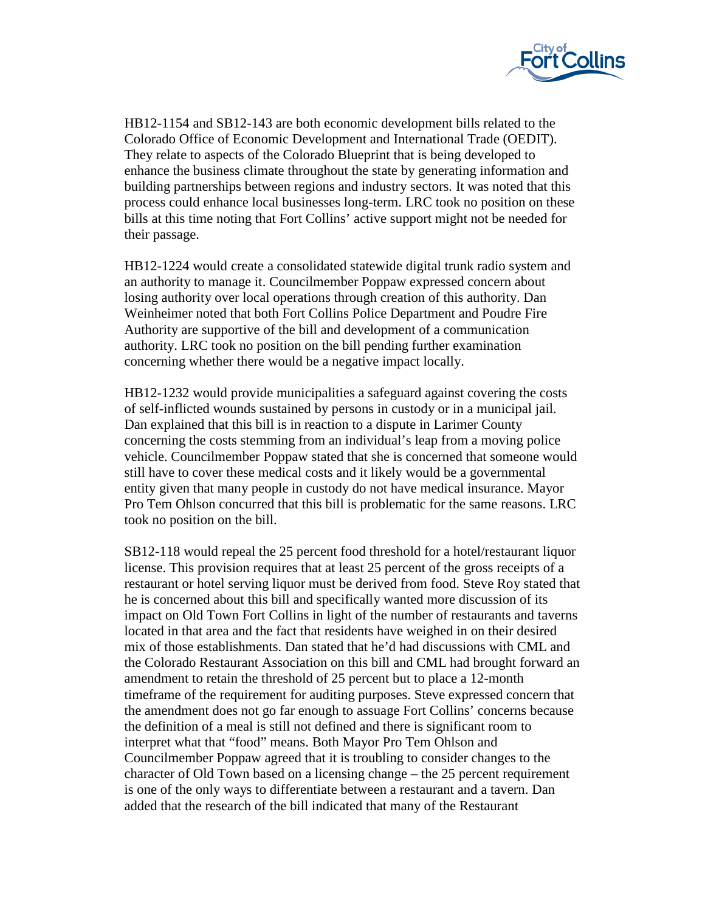HB12-1154 and SB12-143 are both economic development bills related to the Colorado Office of Economic Development and International Trade (OEDIT). They relate to aspects of the Colorado Blueprint that is being developed to enhance the business climate throughout the state by generating information and building partnerships between regions and industry sectors. It was noted that this process could enhance local businesses long-term. LRC took no position on these bills at this time noting that Fort Collins' active support might not be needed for their passage.

HB12-1224 would create a consolidated statewide digital trunk radio system and an authority to manage it. Councilmember Poppaw expressed concern about losing authority over local operations through creation of this authority. Dan Weinheimer noted that both Fort Collins Police Department and Poudre Fire Authority are supportive of the bill and development of a communication authority. LRC took no position on the bill pending further examination concerning whether there would be a negative impact locally.

HB12-1232 would provide municipalities a safeguard against covering the costs of self-inflicted wounds sustained by persons in custody or in a municipal jail. Dan explained that this bill is in reaction to a dispute in Larimer County concerning the costs stemming from an individual's leap from a moving police vehicle. Councilmember Poppaw stated that she is concerned that someone would still have to cover these medical costs and it likely would be a governmental entity given that many people in custody do not have medical insurance. Mayor Pro Tem Ohlson concurred that this bill is problematic for the same reasons. LRC took no position on the bill.

SB12-118 would repeal the 25 percent food threshold for a hotel/restaurant liquor license. This provision requires that at least 25 percent of the gross receipts of a restaurant or hotel serving liquor must be derived from food. Steve Roy stated that he is concerned about this bill and specifically wanted more discussion of its impact on Old Town Fort Collins in light of the number of restaurants and taverns located in that area and the fact that residents have weighed in on their desired mix of those establishments. Dan stated that he'd had discussions with CML and the Colorado Restaurant Association on this bill and CML had brought forward an amendment to retain the threshold of 25 percent but to place a 12-month timeframe of the requirement for auditing purposes. Steve expressed concern that the amendment does not go far enough to assuage Fort Collins' concerns because the definition of a meal is still not defined and there is significant room to interpret what that "food" means. Both Mayor Pro Tem Ohlson and Councilmember Poppaw agreed that it is troubling to consider changes to the character of Old Town based on a licensing change – the 25 percent requirement is one of the only ways to differentiate between a restaurant and a tavern. Dan added that the research of the bill indicated that many of the Restaurant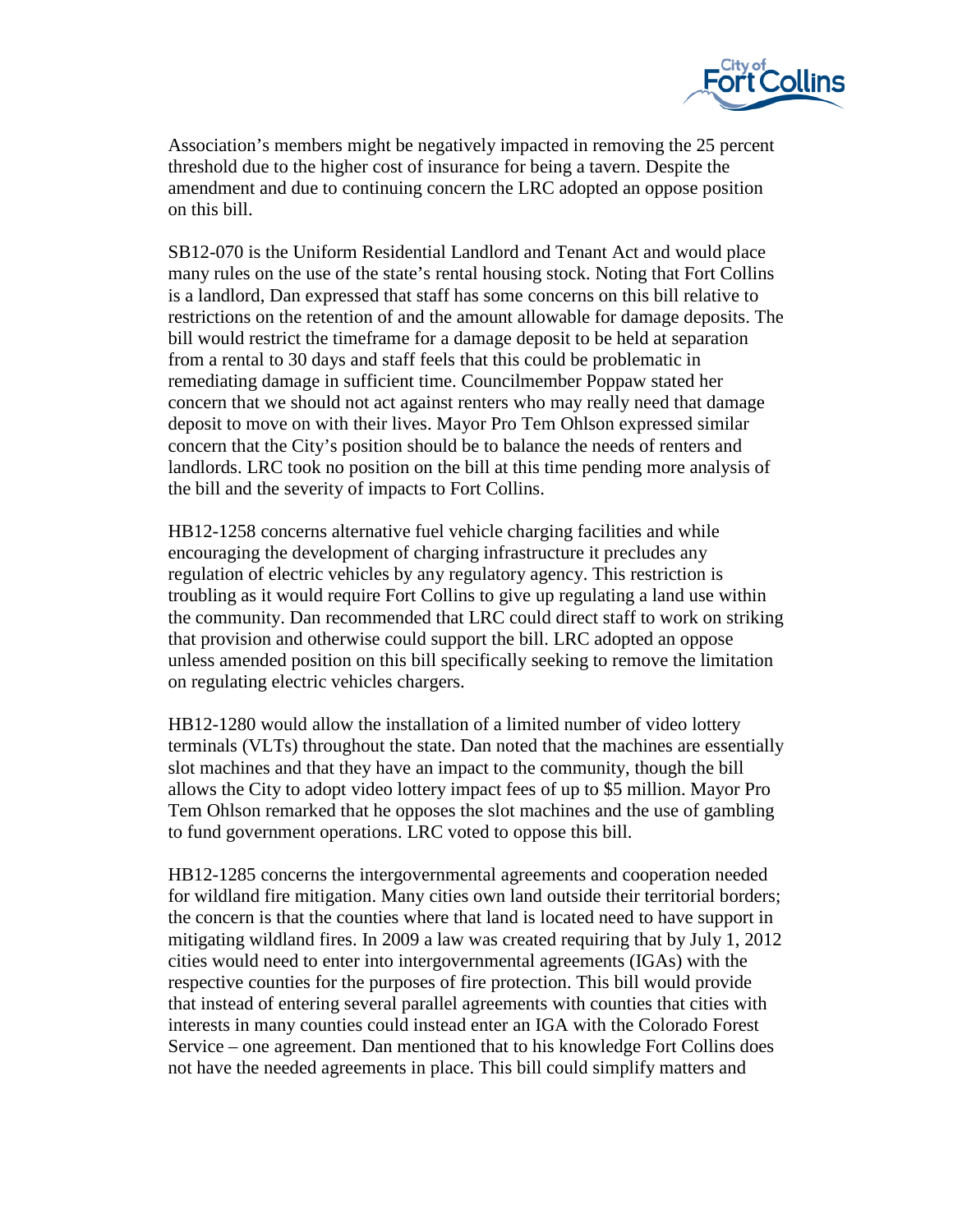Association's members might be negatively impacted in removing the 25 percent threshold due to the higher cost of insurance for being a tavern. Despite the amendment and due to continuing concern the LRC adopted an oppose position on this bill.

SB12-070 is the Uniform Residential Landlord and Tenant Act and would place many rules on the use of the state's rental housing stock. Noting that Fort Collins is a landlord, Dan expressed that staff has some concerns on this bill relative to restrictions on the retention of and the amount allowable for damage deposits. The bill would restrict the timeframe for a damage deposit to be held at separation from a rental to 30 days and staff feels that this could be problematic in remediating damage in sufficient time. Councilmember Poppaw stated her concern that we should not act against renters who may really need that damage deposit to move on with their lives. Mayor Pro Tem Ohlson expressed similar concern that the City's position should be to balance the needs of renters and landlords. LRC took no position on the bill at this time pending more analysis of the bill and the severity of impacts to Fort Collins.

HB12-1258 concerns alternative fuel vehicle charging facilities and while encouraging the development of charging infrastructure it precludes any regulation of electric vehicles by any regulatory agency. This restriction is troubling as it would require Fort Collins to give up regulating a land use within the community. Dan recommended that LRC could direct staff to work on striking that provision and otherwise could support the bill. LRC adopted an oppose unless amended position on this bill specifically seeking to remove the limitation on regulating electric vehicles chargers.

HB12-1280 would allow the installation of a limited number of video lottery terminals (VLTs) throughout the state. Dan noted that the machines are essentially slot machines and that they have an impact to the community, though the bill allows the City to adopt video lottery impact fees of up to $5 million. Mayor Pro Tem Ohlson remarked that he opposes the slot machines and the use of gambling to fund government operations. LRC voted to oppose this bill.

HB12-1285 concerns the intergovernmental agreements and cooperation needed for wildland fire mitigation. Many cities own land outside their territorial borders; the concern is that the counties where that land is located need to have support in mitigating wildland fires. In 2009 a law was created requiring that by July 1, 2012 cities would need to enter into intergovernmental agreements (IGAs) with the respective counties for the purposes of fire protection. This bill would provide that instead of entering several parallel agreements with counties that cities with interests in many counties could instead enter an IGA with the Colorado Forest Service – one agreement. Dan mentioned that to his knowledge Fort Collins does not have the needed agreements in place. This bill could simplify matters and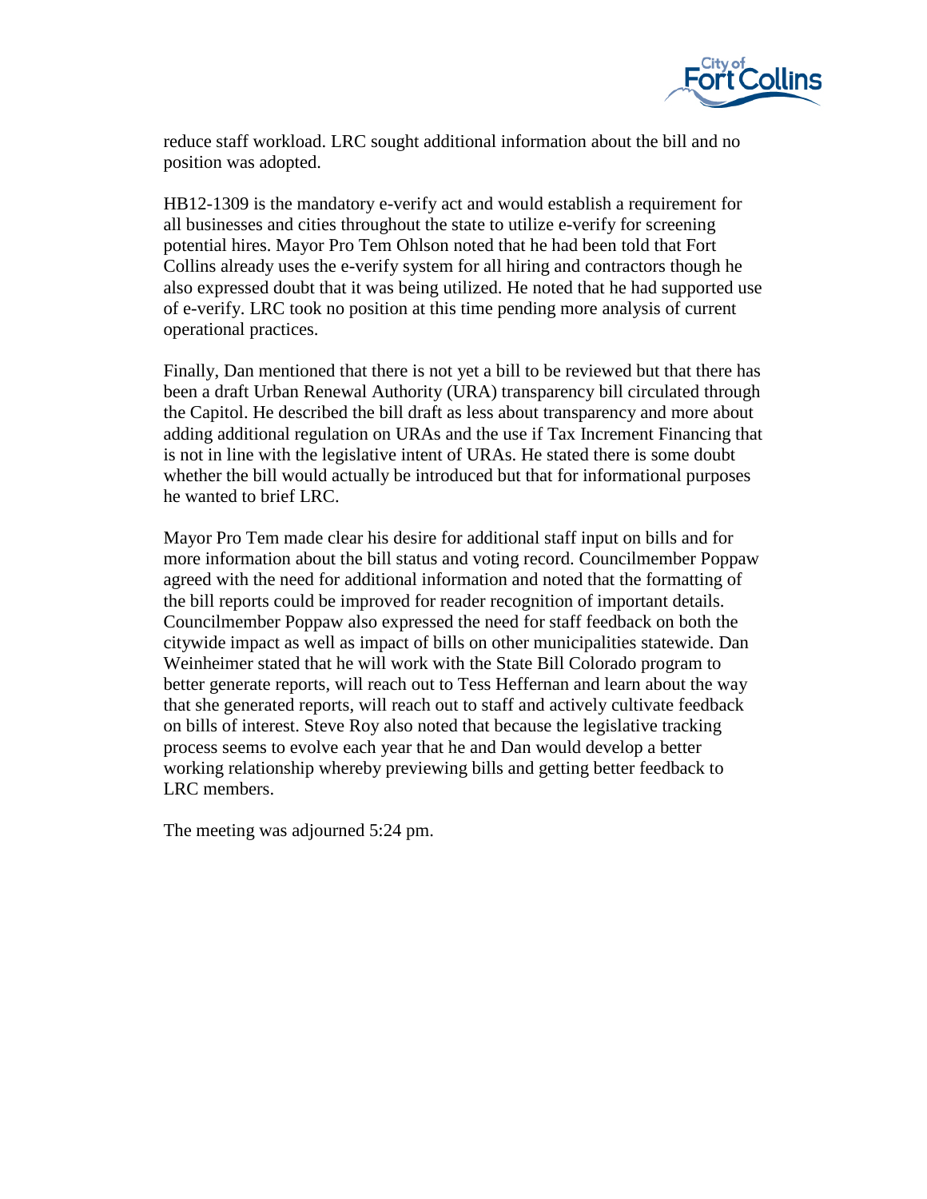reduce staff workload. LRC sought additional information about the bill and no position was adopted.

HB12-1309 is the mandatory e-verify act and would establish a requirement for all businesses and cities throughout the state to utilize e-verify for screening potential hires. Mayor Pro Tem Ohlson noted that he had been told that Fort Collins already uses the e-verify system for all hiring and contractors though he also expressed doubt that it was being utilized. He noted that he had supported use of e-verify. LRC took no position at this time pending more analysis of current operational practices.

Finally, Dan mentioned that there is not yet a bill to be reviewed but that there has been a draft Urban Renewal Authority (URA) transparency bill circulated through the Capitol. He described the bill draft as less about transparency and more about adding additional regulation on URAs and the use if Tax Increment Financing that is not in line with the legislative intent of URAs. He stated there is some doubt whether the bill would actually be introduced but that for informational purposes he wanted to brief LRC.

Mayor Pro Tem made clear his desire for additional staff input on bills and for more information about the bill status and voting record. Councilmember Poppaw agreed with the need for additional information and noted that the formatting of the bill reports could be improved for reader recognition of important details. Councilmember Poppaw also expressed the need for staff feedback on both the citywide impact as well as impact of bills on other municipalities statewide. Dan Weinheimer stated that he will work with the State Bill Colorado program to better generate reports, will reach out to Tess Heffernan and learn about the way that she generated reports, will reach out to staff and actively cultivate feedback on bills of interest. Steve Roy also noted that because the legislative tracking process seems to evolve each year that he and Dan would develop a better working relationship whereby previewing bills and getting better feedback to LRC members.

The meeting was adjourned 5:24 pm.